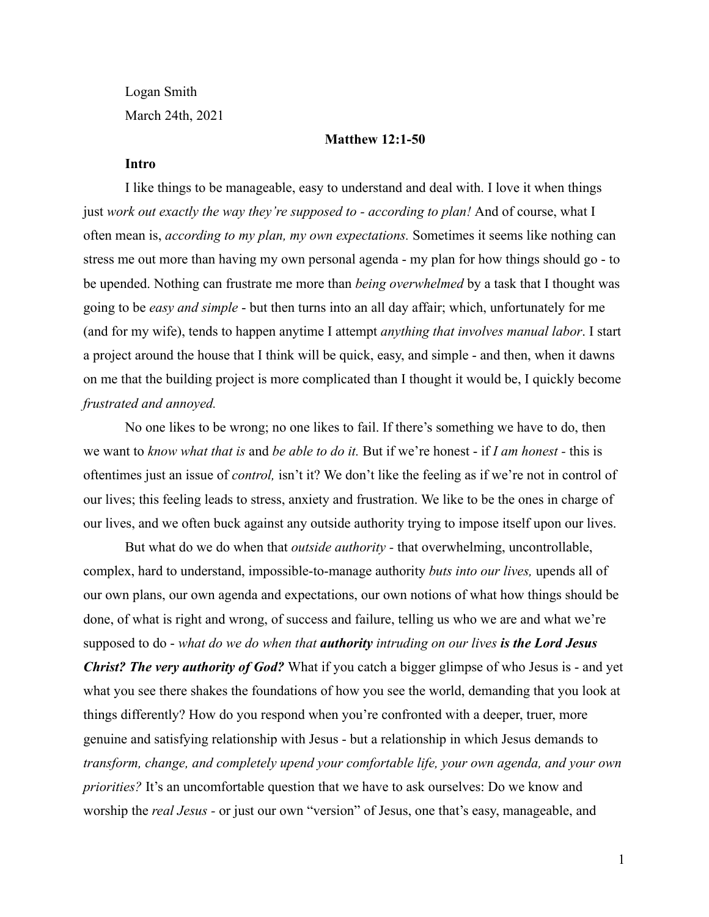Logan Smith

March 24th, 2021

**Matthew 12:1-50**

**Intro**

I like things to be manageable, easy to understand and deal with. I love it when things just *work out exactly the way they're supposed to - according to plan!* And of course, what I often mean is, *according to my plan, my own expectations.* Sometimes it seems like nothing can stress me out more than having my own personal agenda - my plan for how things should go - to be upended. Nothing can frustrate me more than *being overwhelmed* by a task that I thought was going to be *easy and simple* - but then turns into an all day affair; which, unfortunately for me (and for my wife), tends to happen anytime I attempt *anything that involves manual labor*. I start a project around the house that I think will be quick, easy, and simple - and then, when it dawns on me that the building project is more complicated than I thought it would be, I quickly become *frustrated and annoyed.*

No one likes to be wrong; no one likes to fail. If there's something we have to do, then we want to *know what that is* and *be able to do it.* But if we're honest - if *I am honest* - this is oftentimes just an issue of *control,* isn't it? We don't like the feeling as if we're not in control of our lives; this feeling leads to stress, anxiety and frustration. We like to be the ones in charge of our lives, and we often buck against any outside authority trying to impose itself upon our lives.

But what do we do when that *outside authority* - that overwhelming, uncontrollable, complex, hard to understand, impossible-to-manage authority *buts into our lives,* upends all of our own plans, our own agenda and expectations, our own notions of what how things should be done, of what is right and wrong, of success and failure, telling us who we are and what we're supposed to do - *what do we do when that* ***authority*** *intruding on our lives* ***is the Lord Jesus Christ? The very authority of God?*** What if you catch a bigger glimpse of who Jesus is - and yet what you see there shakes the foundations of how you see the world, demanding that you look at things differently? How do you respond when you're confronted with a deeper, truer, more genuine and satisfying relationship with Jesus - but a relationship in which Jesus demands to *transform, change, and completely upend your comfortable life, your own agenda, and your own priorities?* It's an uncomfortable question that we have to ask ourselves: Do we know and worship the *real Jesus* - or just our own "version" of Jesus, one that's easy, manageable, and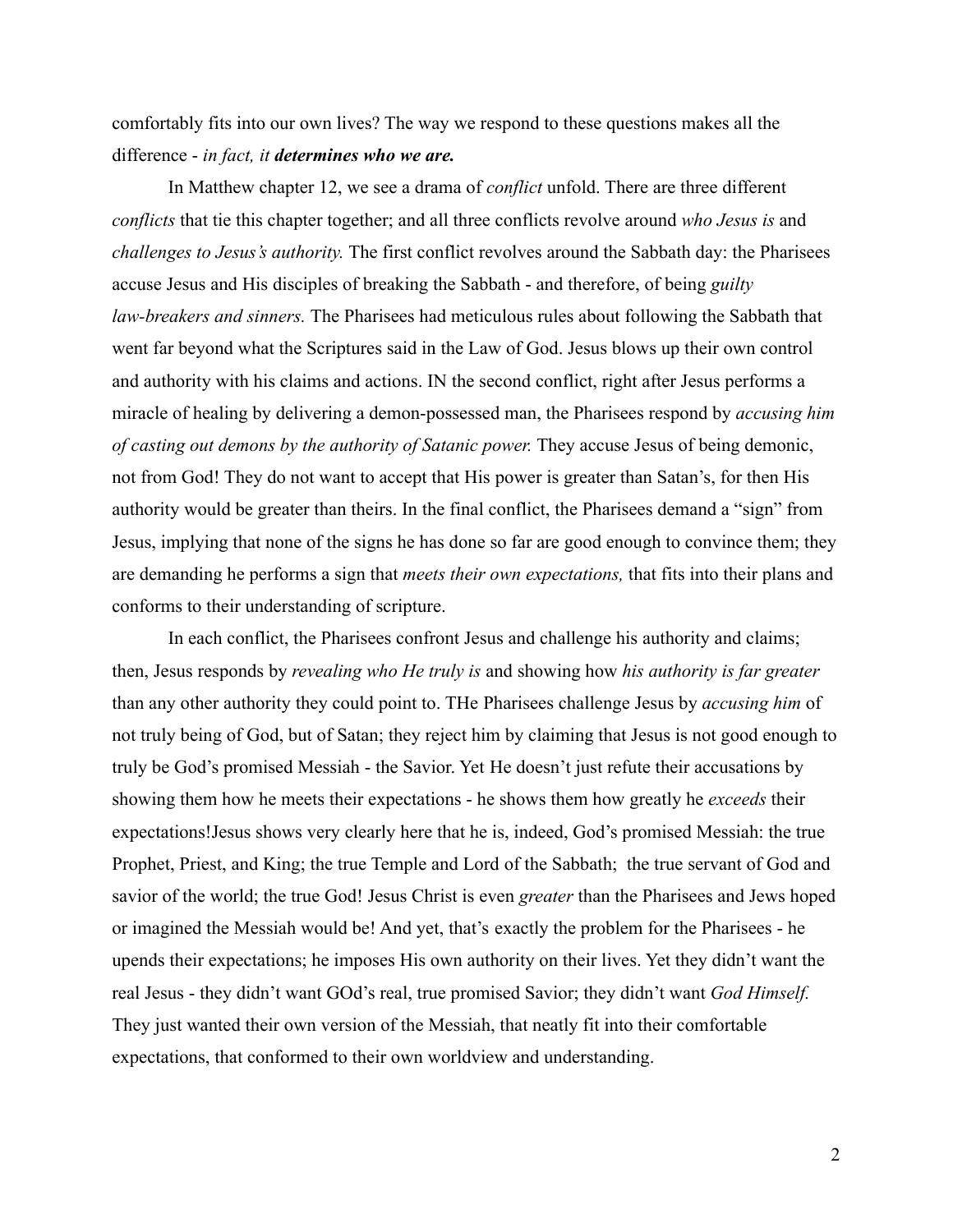comfortably fits into our own lives? The way we respond to these questions makes all the difference - *in fact, it* ***determines who we are.***

In Matthew chapter 12, we see a drama of *conflict* unfold. There are three different *conflicts* that tie this chapter together; and all three conflicts revolve around *who Jesus is* and *challenges to Jesus's authority.* The first conflict revolves around the Sabbath day: the Pharisees accuse Jesus and His disciples of breaking the Sabbath - and therefore, of being *guilty law-breakers and sinners.* The Pharisees had meticulous rules about following the Sabbath that went far beyond what the Scriptures said in the Law of God. Jesus blows up their own control and authority with his claims and actions. IN the second conflict, right after Jesus performs a miracle of healing by delivering a demon-possessed man, the Pharisees respond by *accusing him of casting out demons by the authority of Satanic power.* They accuse Jesus of being demonic, not from God! They do not want to accept that His power is greater than Satan's, for then His authority would be greater than theirs. In the final conflict, the Pharisees demand a "sign" from Jesus, implying that none of the signs he has done so far are good enough to convince them; they are demanding he performs a sign that *meets their own expectations,* that fits into their plans and conforms to their understanding of scripture.

In each conflict, the Pharisees confront Jesus and challenge his authority and claims; then, Jesus responds by *revealing who He truly is* and showing how *his authority is far greater* than any other authority they could point to. THe Pharisees challenge Jesus by *accusing him* of not truly being of God, but of Satan; they reject him by claiming that Jesus is not good enough to truly be God's promised Messiah - the Savior. Yet He doesn't just refute their accusations by showing them how he meets their expectations - he shows them how greatly he *exceeds* their expectations!Jesus shows very clearly here that he is, indeed, God's promised Messiah: the true Prophet, Priest, and King; the true Temple and Lord of the Sabbath;  the true servant of God and savior of the world; the true God! Jesus Christ is even *greater* than the Pharisees and Jews hoped or imagined the Messiah would be! And yet, that's exactly the problem for the Pharisees - he upends their expectations; he imposes His own authority on their lives. Yet they didn't want the real Jesus - they didn't want GOd's real, true promised Savior; they didn't want *God Himself.* They just wanted their own version of the Messiah, that neatly fit into their comfortable expectations, that conformed to their own worldview and understanding.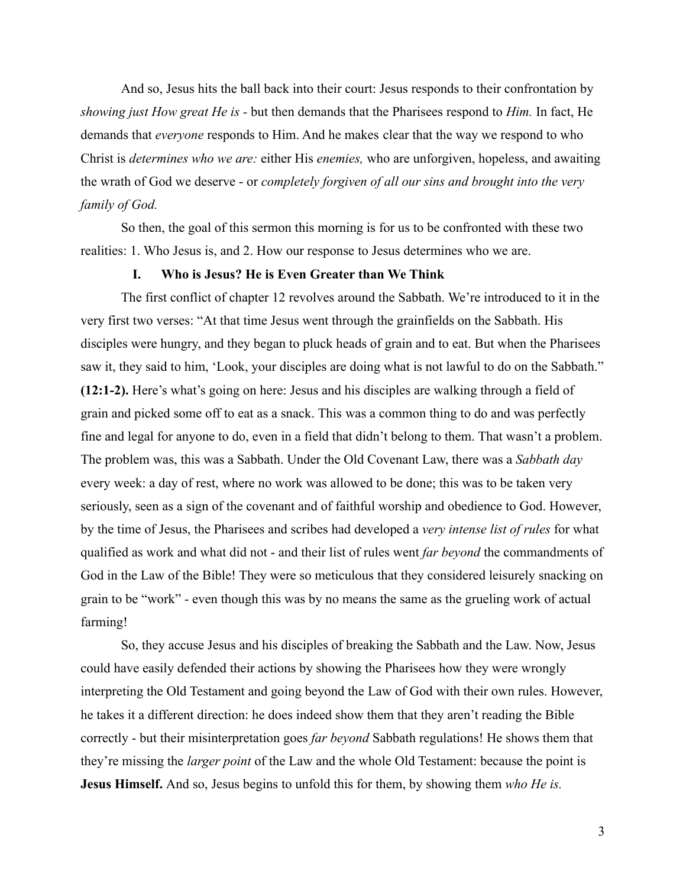And so, Jesus hits the ball back into their court: Jesus responds to their confrontation by *showing just How great He is* - but then demands that the Pharisees respond to *Him.* In fact, He demands that *everyone* responds to Him. And he makes clear that the way we respond to who Christ is *determines who we are:* either His *enemies,* who are unforgiven, hopeless, and awaiting the wrath of God we deserve - or *completely forgiven of all our sins and brought into the very family of God.*

So then, the goal of this sermon this morning is for us to be confronted with these two realities: 1. Who Jesus is, and 2. How our response to Jesus determines who we are.

## I. Who is Jesus? He is Even Greater than We Think

The first conflict of chapter 12 revolves around the Sabbath. We're introduced to it in the very first two verses: "At that time Jesus went through the grainfields on the Sabbath. His disciples were hungry, and they began to pluck heads of grain and to eat. But when the Pharisees saw it, they said to him, 'Look, your disciples are doing what is not lawful to do on the Sabbath." **(12:1-2).** Here's what's going on here: Jesus and his disciples are walking through a field of grain and picked some off to eat as a snack. This was a common thing to do and was perfectly fine and legal for anyone to do, even in a field that didn't belong to them. That wasn't a problem. The problem was, this was a Sabbath. Under the Old Covenant Law, there was a *Sabbath day* every week: a day of rest, where no work was allowed to be done; this was to be taken very seriously, seen as a sign of the covenant and of faithful worship and obedience to God. However, by the time of Jesus, the Pharisees and scribes had developed a *very intense list of rules* for what qualified as work and what did not - and their list of rules went *far beyond* the commandments of God in the Law of the Bible! They were so meticulous that they considered leisurely snacking on grain to be "work" - even though this was by no means the same as the grueling work of actual farming!

So, they accuse Jesus and his disciples of breaking the Sabbath and the Law. Now, Jesus could have easily defended their actions by showing the Pharisees how they were wrongly interpreting the Old Testament and going beyond the Law of God with their own rules. However, he takes it a different direction: he does indeed show them that they aren't reading the Bible correctly - but their misinterpretation goes *far beyond* Sabbath regulations! He shows them that they're missing the *larger point* of the Law and the whole Old Testament: because the point is **Jesus Himself.** And so, Jesus begins to unfold this for them, by showing them *who He is.*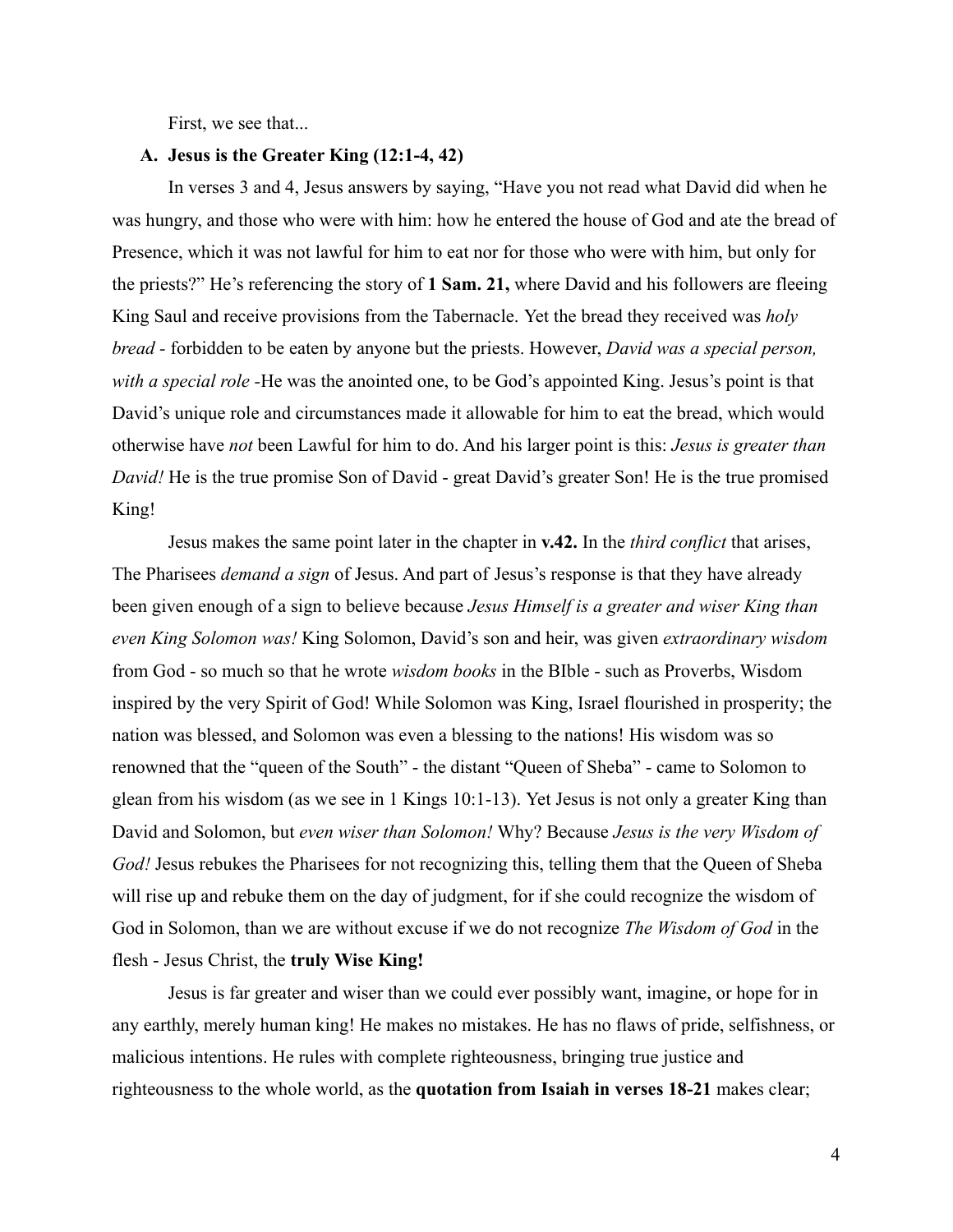First, we see that...

**A. Jesus is the Greater King (12:1-4, 42)**

In verses 3 and 4, Jesus answers by saying, "Have you not read what David did when he was hungry, and those who were with him: how he entered the house of God and ate the bread of Presence, which it was not lawful for him to eat nor for those who were with him, but only for the priests?" He's referencing the story of **1 Sam. 21,** where David and his followers are fleeing King Saul and receive provisions from the Tabernacle. Yet the bread they received was *holy bread* - forbidden to be eaten by anyone but the priests. However, *David was a special person, with a special role* -He was the anointed one, to be God's appointed King. Jesus's point is that David's unique role and circumstances made it allowable for him to eat the bread, which would otherwise have *not* been Lawful for him to do. And his larger point is this: *Jesus is greater than David!* He is the true promise Son of David - great David's greater Son! He is the true promised King!

Jesus makes the same point later in the chapter in **v.42.** In the *third conflict* that arises, The Pharisees *demand a sign* of Jesus. And part of Jesus's response is that they have already been given enough of a sign to believe because *Jesus Himself is a greater and wiser King than even King Solomon was!* King Solomon, David's son and heir, was given *extraordinary wisdom* from God - so much so that he wrote *wisdom books* in the BIble - such as Proverbs, Wisdom inspired by the very Spirit of God! While Solomon was King, Israel flourished in prosperity; the nation was blessed, and Solomon was even a blessing to the nations! His wisdom was so renowned that the "queen of the South" - the distant "Queen of Sheba" - came to Solomon to glean from his wisdom (as we see in 1 Kings 10:1-13). Yet Jesus is not only a greater King than David and Solomon, but *even wiser than Solomon!* Why? Because *Jesus is the very Wisdom of God!* Jesus rebukes the Pharisees for not recognizing this, telling them that the Queen of Sheba will rise up and rebuke them on the day of judgment, for if she could recognize the wisdom of God in Solomon, than we are without excuse if we do not recognize *The Wisdom of God* in the flesh - Jesus Christ, the **truly Wise King!**

Jesus is far greater and wiser than we could ever possibly want, imagine, or hope for in any earthly, merely human king! He makes no mistakes. He has no flaws of pride, selfishness, or malicious intentions. He rules with complete righteousness, bringing true justice and righteousness to the whole world, as the **quotation from Isaiah in verses 18-21** makes clear;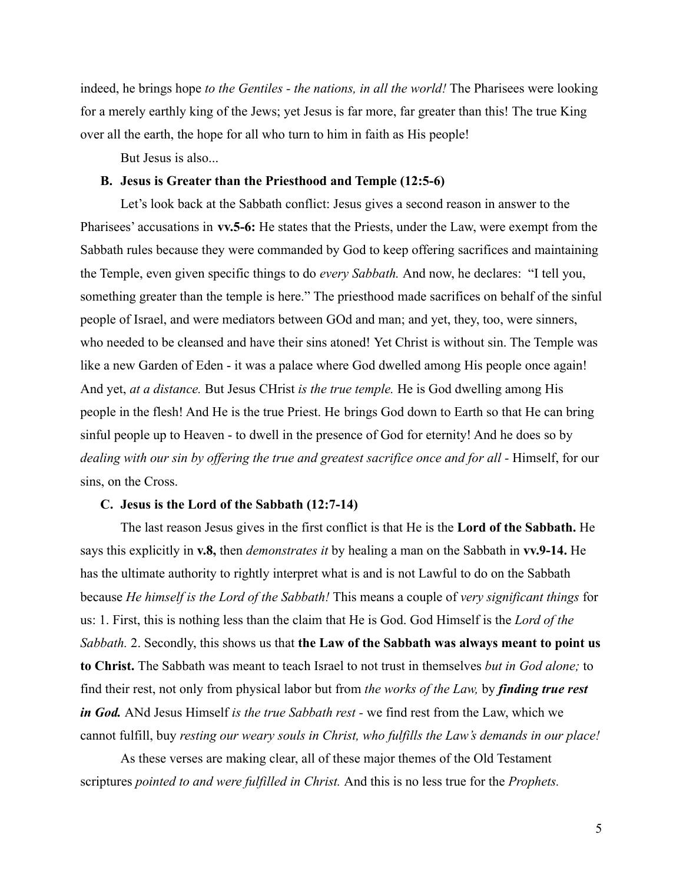indeed, he brings hope *to the Gentiles - the nations, in all the world!* The Pharisees were looking for a merely earthly king of the Jews; yet Jesus is far more, far greater than this! The true King over all the earth, the hope for all who turn to him in faith as His people!

But Jesus is also...

### B. Jesus is Greater than the Priesthood and Temple (12:5-6)

Let's look back at the Sabbath conflict: Jesus gives a second reason in answer to the Pharisees' accusations in **vv.5-6:** He states that the Priests, under the Law, were exempt from the Sabbath rules because they were commanded by God to keep offering sacrifices and maintaining the Temple, even given specific things to do *every Sabbath.* And now, he declares: "I tell you, something greater than the temple is here." The priesthood made sacrifices on behalf of the sinful people of Israel, and were mediators between GOd and man; and yet, they, too, were sinners, who needed to be cleansed and have their sins atoned! Yet Christ is without sin. The Temple was like a new Garden of Eden - it was a palace where God dwelled among His people once again! And yet, *at a distance.* But Jesus CHrist *is the true temple.* He is God dwelling among His people in the flesh! And He is the true Priest. He brings God down to Earth so that He can bring sinful people up to Heaven - to dwell in the presence of God for eternity! And he does so by *dealing with our sin by offering the true and greatest sacrifice once and for all* - Himself, for our sins, on the Cross.

### C. Jesus is the Lord of the Sabbath (12:7-14)

The last reason Jesus gives in the first conflict is that He is the **Lord of the Sabbath.** He says this explicitly in **v.8,** then *demonstrates it* by healing a man on the Sabbath in **vv.9-14.** He has the ultimate authority to rightly interpret what is and is not Lawful to do on the Sabbath because *He himself is the Lord of the Sabbath!* This means a couple of *very significant things* for us: 1. First, this is nothing less than the claim that He is God. God Himself is the *Lord of the Sabbath.* 2. Secondly, this shows us that **the Law of the Sabbath was always meant to point us to Christ.** The Sabbath was meant to teach Israel to not trust in themselves *but in God alone;* to find their rest, not only from physical labor but from *the works of the Law,* by ***finding true rest in God.*** ANd Jesus Himself *is the true Sabbath rest* - we find rest from the Law, which we cannot fulfill, buy *resting our weary souls in Christ, who fulfills the Law's demands in our place!*

As these verses are making clear, all of these major themes of the Old Testament scriptures *pointed to and were fulfilled in Christ.* And this is no less true for the *Prophets.*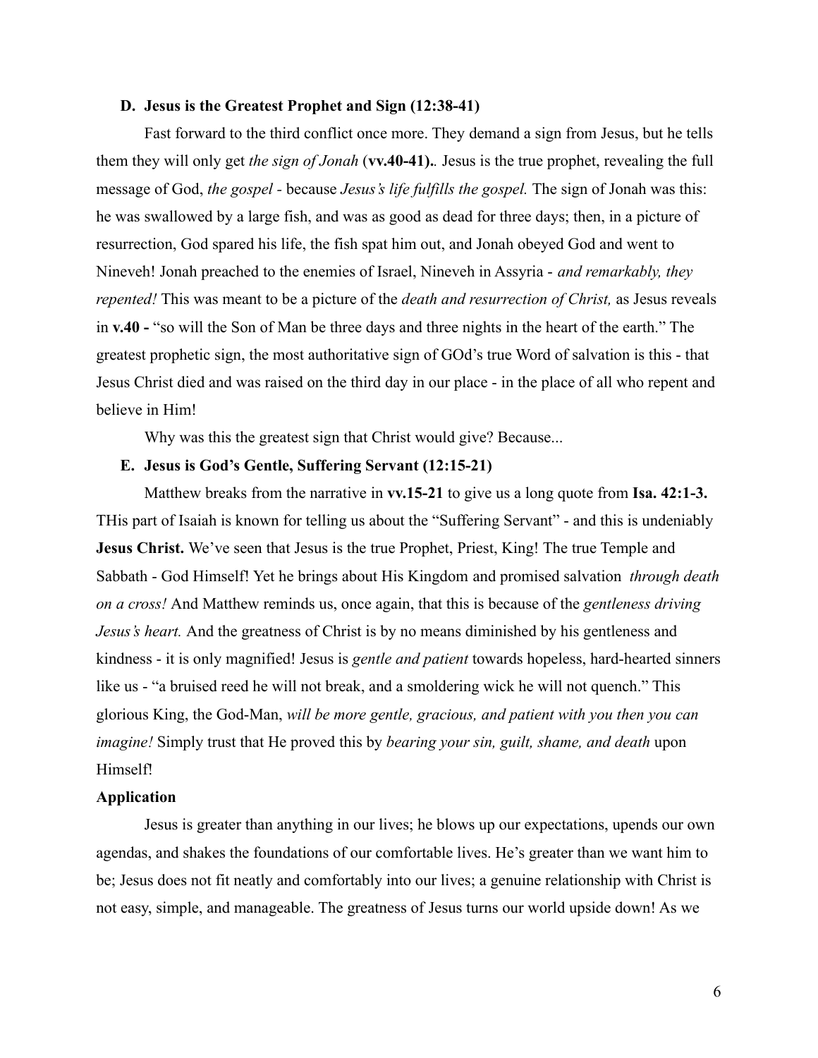**D. Jesus is the Greatest Prophet and Sign (12:38-41)**

Fast forward to the third conflict once more. They demand a sign from Jesus, but he tells them they will only get *the sign of Jonah* (**vv.40-41).**. Jesus is the true prophet, revealing the full message of God, *the gospel* - because *Jesus's life fulfills the gospel.* The sign of Jonah was this: he was swallowed by a large fish, and was as good as dead for three days; then, in a picture of resurrection, God spared his life, the fish spat him out, and Jonah obeyed God and went to Nineveh! Jonah preached to the enemies of Israel, Nineveh in Assyria - *and remarkably, they repented!* This was meant to be a picture of the *death and resurrection of Christ,* as Jesus reveals in **v.40 -** "so will the Son of Man be three days and three nights in the heart of the earth." The greatest prophetic sign, the most authoritative sign of GOd's true Word of salvation is this - that Jesus Christ died and was raised on the third day in our place - in the place of all who repent and believe in Him!

Why was this the greatest sign that Christ would give? Because...

**E. Jesus is God's Gentle, Suffering Servant (12:15-21)**

Matthew breaks from the narrative in **vv.15-21** to give us a long quote from **Isa. 42:1-3.** THis part of Isaiah is known for telling us about the "Suffering Servant" - and this is undeniably **Jesus Christ.** We've seen that Jesus is the true Prophet, Priest, King! The true Temple and Sabbath - God Himself! Yet he brings about His Kingdom and promised salvation *through death on a cross!* And Matthew reminds us, once again, that this is because of the *gentleness driving Jesus's heart.* And the greatness of Christ is by no means diminished by his gentleness and kindness - it is only magnified! Jesus is *gentle and patient* towards hopeless, hard-hearted sinners like us - "a bruised reed he will not break, and a smoldering wick he will not quench." This glorious King, the God-Man, *will be more gentle, gracious, and patient with you then you can imagine!* Simply trust that He proved this by *bearing your sin, guilt, shame, and death* upon Himself!

**Application**

Jesus is greater than anything in our lives; he blows up our expectations, upends our own agendas, and shakes the foundations of our comfortable lives. He's greater than we want him to be; Jesus does not fit neatly and comfortably into our lives; a genuine relationship with Christ is not easy, simple, and manageable. The greatness of Jesus turns our world upside down! As we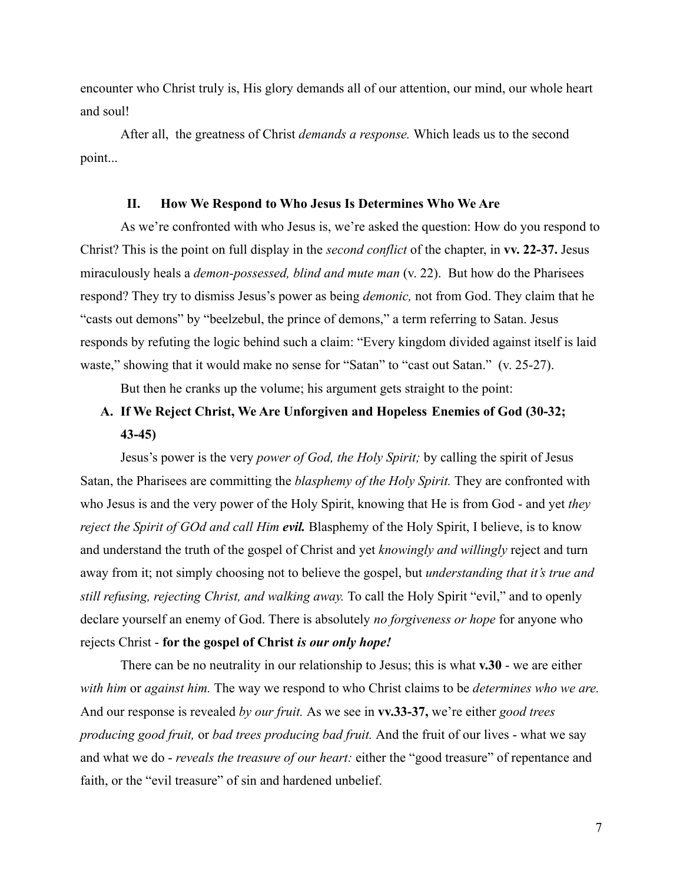encounter who Christ truly is, His glory demands all of our attention, our mind, our whole heart and soul!

After all, the greatness of Christ *demands a response.* Which leads us to the second point...

## II. How We Respond to Who Jesus Is Determines Who We Are

As we're confronted with who Jesus is, we're asked the question: How do you respond to Christ? This is the point on full display in the *second conflict* of the chapter, in **vv. 22-37.** Jesus miraculously heals a *demon-possessed, blind and mute man* (v. 22). But how do the Pharisees respond? They try to dismiss Jesus's power as being *demonic,* not from God. They claim that he "casts out demons" by "beelzebul, the prince of demons," a term referring to Satan. Jesus responds by refuting the logic behind such a claim: "Every kingdom divided against itself is laid waste," showing that it would make no sense for "Satan" to "cast out Satan." (v. 25-27).

But then he cranks up the volume; his argument gets straight to the point:

### A. If We Reject Christ, We Are Unforgiven and Hopeless Enemies of God (30-32; 43-45)

Jesus's power is the very *power of God, the Holy Spirit;* by calling the spirit of Jesus Satan, the Pharisees are committing the *blasphemy of the Holy Spirit.* They are confronted with who Jesus is and the very power of the Holy Spirit, knowing that He is from God - and yet *they reject the Spirit of GOd and call Him* ***evil.*** Blasphemy of the Holy Spirit, I believe, is to know and understand the truth of the gospel of Christ and yet *knowingly and willingly* reject and turn away from it; not simply choosing not to believe the gospel, but *understanding that it's true and still refusing, rejecting Christ, and walking away.* To call the Holy Spirit "evil," and to openly declare yourself an enemy of God. There is absolutely *no forgiveness or hope* for anyone who rejects Christ - **for the gospel of Christ** ***is our only hope!***

There can be no neutrality in our relationship to Jesus; this is what **v.30** - we are either *with him* or *against him.* The way we respond to who Christ claims to be *determines who we are.* And our response is revealed *by our fruit.* As we see in **vv.33-37,** we're either *good trees producing good fruit,* or *bad trees producing bad fruit.* And the fruit of our lives - what we say and what we do - *reveals the treasure of our heart:* either the "good treasure" of repentance and faith, or the "evil treasure" of sin and hardened unbelief.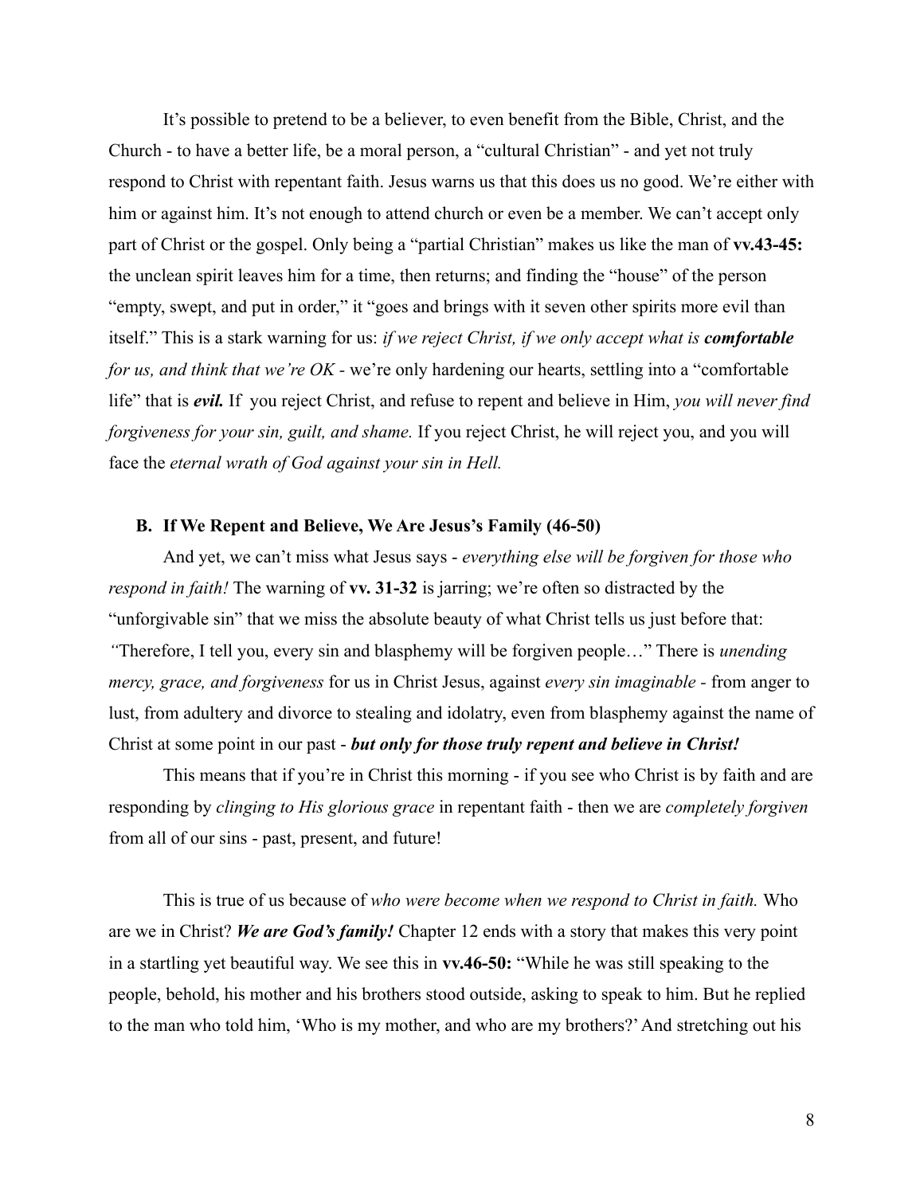It's possible to pretend to be a believer, to even benefit from the Bible, Christ, and the Church - to have a better life, be a moral person, a "cultural Christian" - and yet not truly respond to Christ with repentant faith. Jesus warns us that this does us no good. We're either with him or against him. It's not enough to attend church or even be a member. We can't accept only part of Christ or the gospel. Only being a "partial Christian" makes us like the man of **vv.43-45:** the unclean spirit leaves him for a time, then returns; and finding the "house" of the person "empty, swept, and put in order," it "goes and brings with it seven other spirits more evil than itself." This is a stark warning for us: *if we reject Christ, if we only accept what is **comfortable** for us, and think that we're OK* - we're only hardening our hearts, settling into a "comfortable life" that is ***evil.*** If you reject Christ, and refuse to repent and believe in Him, *you will never find forgiveness for your sin, guilt, and shame.* If you reject Christ, he will reject you, and you will face the *eternal wrath of God against your sin in Hell.*

### B. If We Repent and Believe, We Are Jesus's Family (46-50)

And yet, we can't miss what Jesus says - *everything else will be forgiven for those who respond in faith!* The warning of **vv. 31-32** is jarring; we're often so distracted by the "unforgivable sin" that we miss the absolute beauty of what Christ tells us just before that: *"*Therefore, I tell you, every sin and blasphemy will be forgiven people…" There is *unending mercy, grace, and forgiveness* for us in Christ Jesus, against *every sin imaginable* - from anger to lust, from adultery and divorce to stealing and idolatry, even from blasphemy against the name of Christ at some point in our past - ***but only for those truly repent and believe in Christ!***

This means that if you're in Christ this morning - if you see who Christ is by faith and are responding by *clinging to His glorious grace* in repentant faith - then we are *completely forgiven* from all of our sins - past, present, and future!

This is true of us because of *who were become when we respond to Christ in faith.* Who are we in Christ? ***We are God's family!*** Chapter 12 ends with a story that makes this very point in a startling yet beautiful way. We see this in **vv.46-50:** "While he was still speaking to the people, behold, his mother and his brothers stood outside, asking to speak to him. But he replied to the man who told him, 'Who is my mother, and who are my brothers?' And stretching out his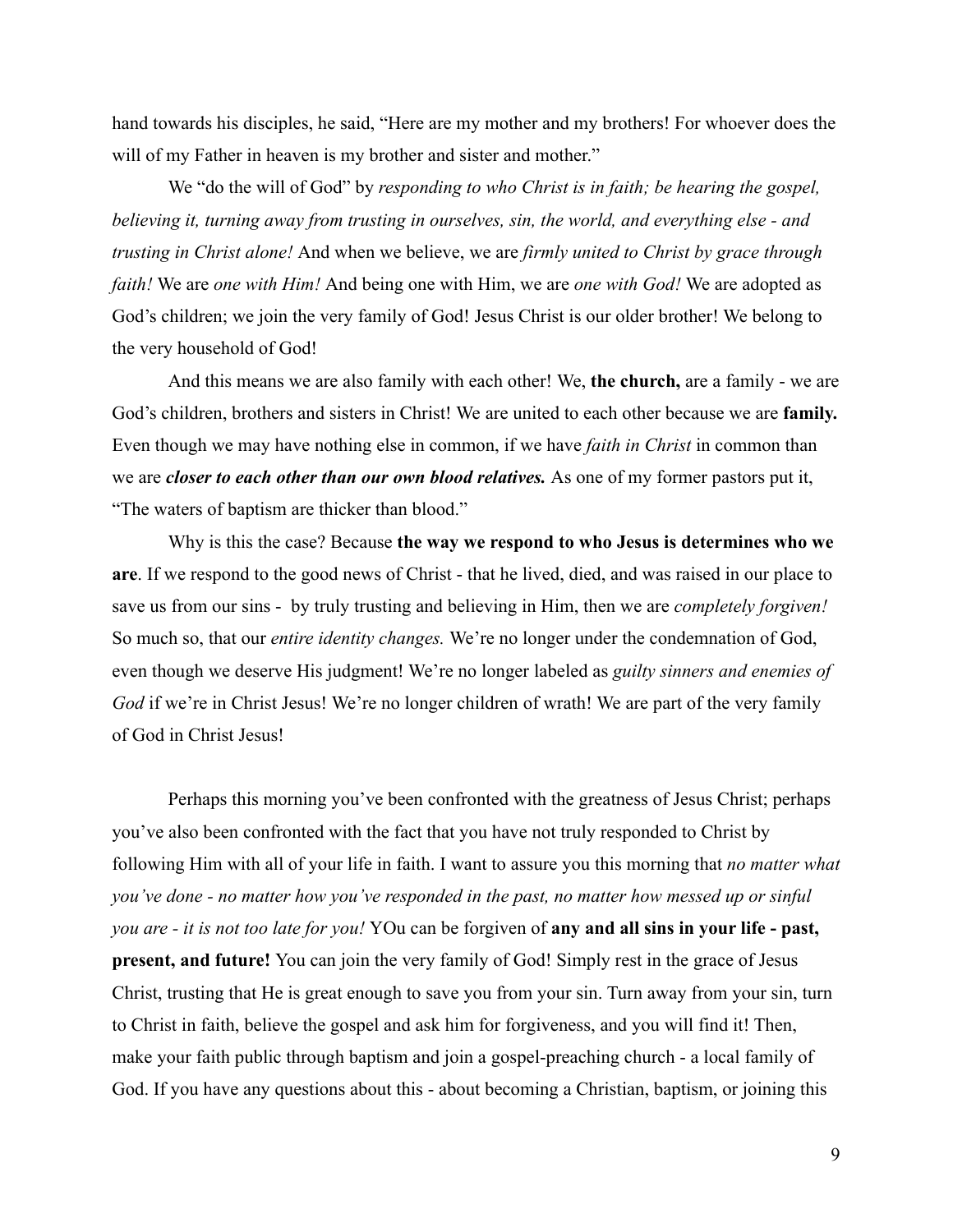hand towards his disciples, he said, "Here are my mother and my brothers! For whoever does the will of my Father in heaven is my brother and sister and mother."

We "do the will of God" by *responding to who Christ is in faith; be hearing the gospel, believing it, turning away from trusting in ourselves, sin, the world, and everything else - and trusting in Christ alone!* And when we believe, we are *firmly united to Christ by grace through faith!* We are *one with Him!* And being one with Him, we are *one with God!* We are adopted as God's children; we join the very family of God! Jesus Christ is our older brother! We belong to the very household of God!

And this means we are also family with each other! We, **the church,** are a family - we are God's children, brothers and sisters in Christ! We are united to each other because we are **family.** Even though we may have nothing else in common, if we have *faith in Christ* in common than we are ***closer to each other than our own blood relatives.*** As one of my former pastors put it, "The waters of baptism are thicker than blood."

Why is this the case? Because **the way we respond to who Jesus is determines who we are**. If we respond to the good news of Christ - that he lived, died, and was raised in our place to save us from our sins - by truly trusting and believing in Him, then we are *completely forgiven!* So much so, that our *entire identity changes.* We're no longer under the condemnation of God, even though we deserve His judgment! We're no longer labeled as *guilty sinners and enemies of God* if we're in Christ Jesus! We're no longer children of wrath! We are part of the very family of God in Christ Jesus!

Perhaps this morning you've been confronted with the greatness of Jesus Christ; perhaps you've also been confronted with the fact that you have not truly responded to Christ by following Him with all of your life in faith. I want to assure you this morning that *no matter what you've done - no matter how you've responded in the past, no matter how messed up or sinful you are - it is not too late for you!* YOu can be forgiven of **any and all sins in your life - past, present, and future!** You can join the very family of God! Simply rest in the grace of Jesus Christ, trusting that He is great enough to save you from your sin. Turn away from your sin, turn to Christ in faith, believe the gospel and ask him for forgiveness, and you will find it! Then, make your faith public through baptism and join a gospel-preaching church - a local family of God. If you have any questions about this - about becoming a Christian, baptism, or joining this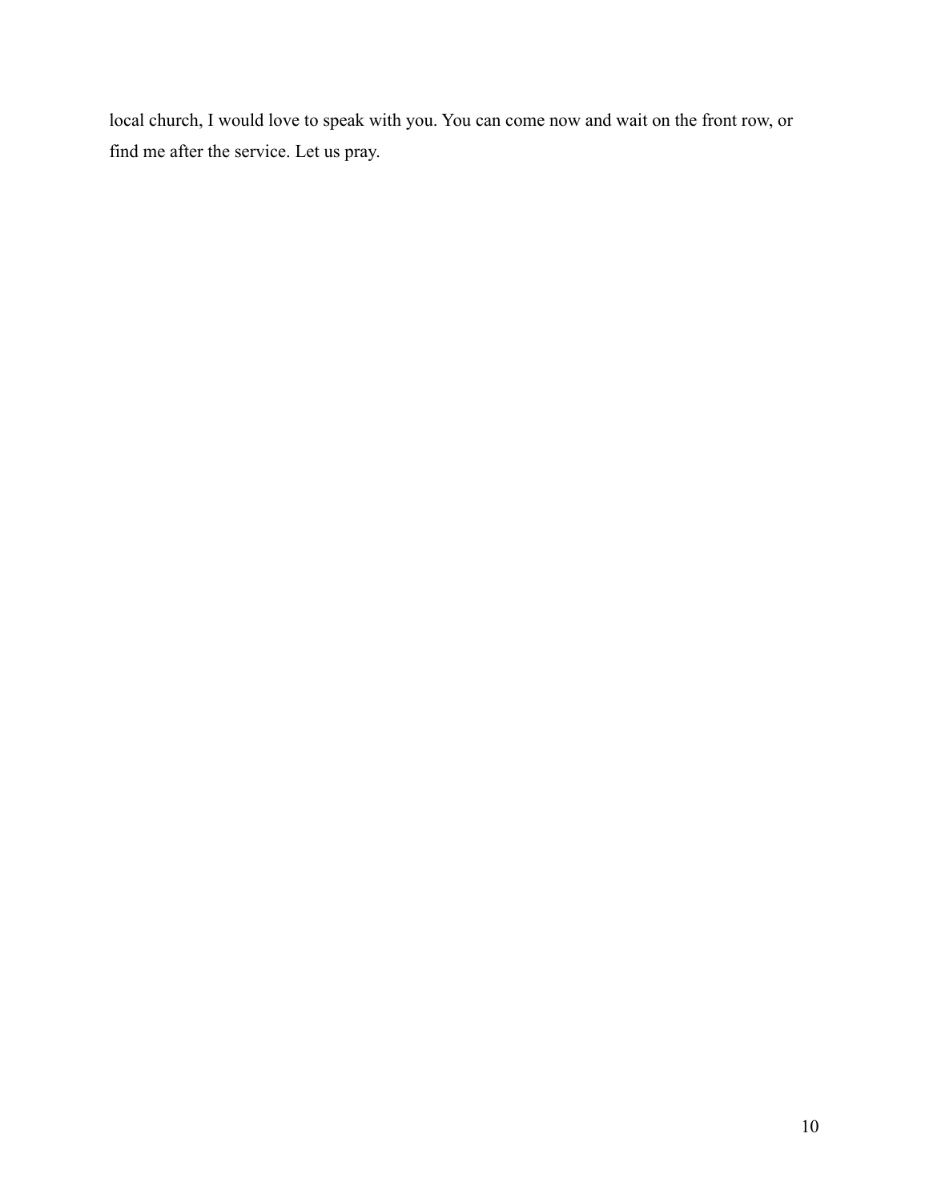local church, I would love to speak with you. You can come now and wait on the front row, or find me after the service. Let us pray.